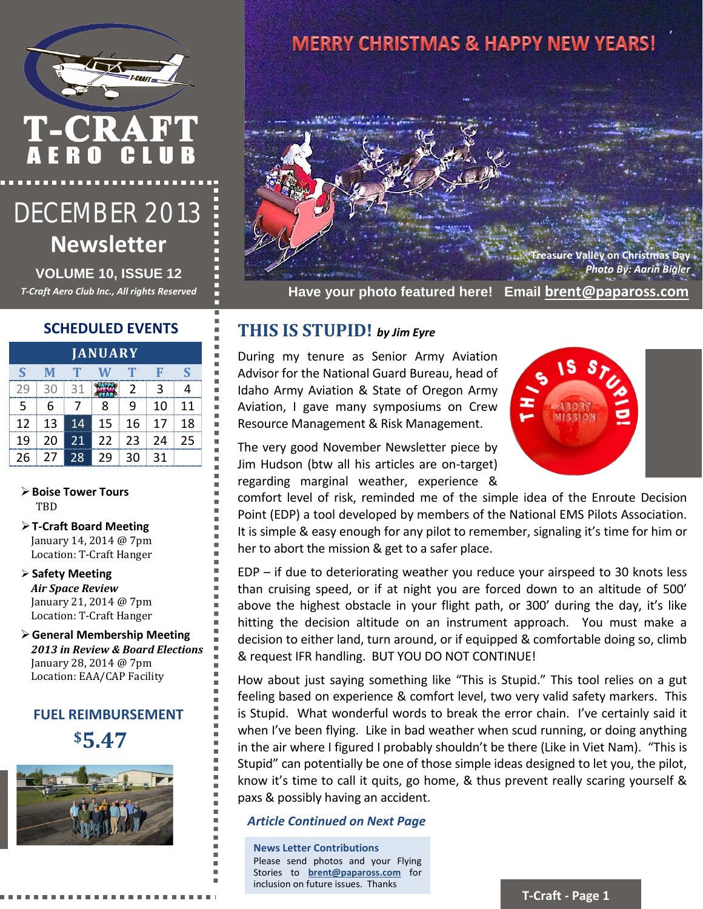# T-CRAFT AERO CLUB

## DECEMBER 2013 Newsletter

**VOLUME 10, ISSUE 12**

*T-Craft Aero Club Inc., All rights Reserved*

MERRY CHRISTMAS & HAPPY NEW YEARS!

*Treasure Valley on Christmas Day*
*Photo By: Aarin Bigler*

**Have your photo featured here! Email brent@papaross.com**

## SCHEDULED EVENTS

| JANUARY | | | | | | |
|---|---|---|---|---|---|---|
| S | M | T | W | T | F | S |
| 29 | 30 | 31 | 1 | 2 | 3 | 4 |
| 5 | 6 | 7 | 8 | 9 | 10 | 11 |
| 12 | 13 | 14 | 15 | 16 | 17 | 18 |
| 19 | 20 | 21 | 22 | 23 | 24 | 25 |
| 26 | 27 | 28 | 29 | 30 | 31 | |

- **Boise Tower Tours**
  TBD
- **T-Craft Board Meeting**
  January 14, 2014 @ 7pm
  Location: T-Craft Hanger
- **Safety Meeting**
  ***Air Space Review***
  January 21, 2014 @ 7pm
  Location: T-Craft Hanger
- **General Membership Meeting**
  ***2013 in Review & Board Elections***
  January 28, 2014 @ 7pm
  Location: EAA/CAP Facility

## FUEL REIMBURSEMENT

**$5.47**

## THIS IS STUPID! *by Jim Eyre*

During my tenure as Senior Army Aviation Advisor for the National Guard Bureau, head of Idaho Army Aviation & State of Oregon Army Aviation, I gave many symposiums on Crew Resource Management & Risk Management.

The very good November Newsletter piece by Jim Hudson (btw all his articles are on-target) regarding marginal weather, experience & comfort level of risk, reminded me of the simple idea of the Enroute Decision Point (EDP) a tool developed by members of the National EMS Pilots Association. It is simple & easy enough for any pilot to remember, signaling it's time for him or her to abort the mission & get to a safer place.

EDP – if due to deteriorating weather you reduce your airspeed to 30 knots less than cruising speed, or if at night you are forced down to an altitude of 500' above the highest obstacle in your flight path, or 300' during the day, it's like hitting the decision altitude on an instrument approach. You must make a decision to either land, turn around, or if equipped & comfortable doing so, climb & request IFR handling. BUT YOU DO NOT CONTINUE!

How about just saying something like "This is Stupid." This tool relies on a gut feeling based on experience & comfort level, two very valid safety markers. This is Stupid. What wonderful words to break the error chain. I've certainly said it when I've been flying. Like in bad weather when scud running, or doing anything in the air where I figured I probably shouldn't be there (Like in Viet Nam). "This is Stupid" can potentially be one of those simple ideas designed to let you, the pilot, know it's time to call it quits, go home, & thus prevent really scaring yourself & paxs & possibly having an accident.

***Article Continued on Next Page***

**News Letter Contributions**
Please send photos and your Flying Stories to **brent@papaross.com** for inclusion on future issues. Thanks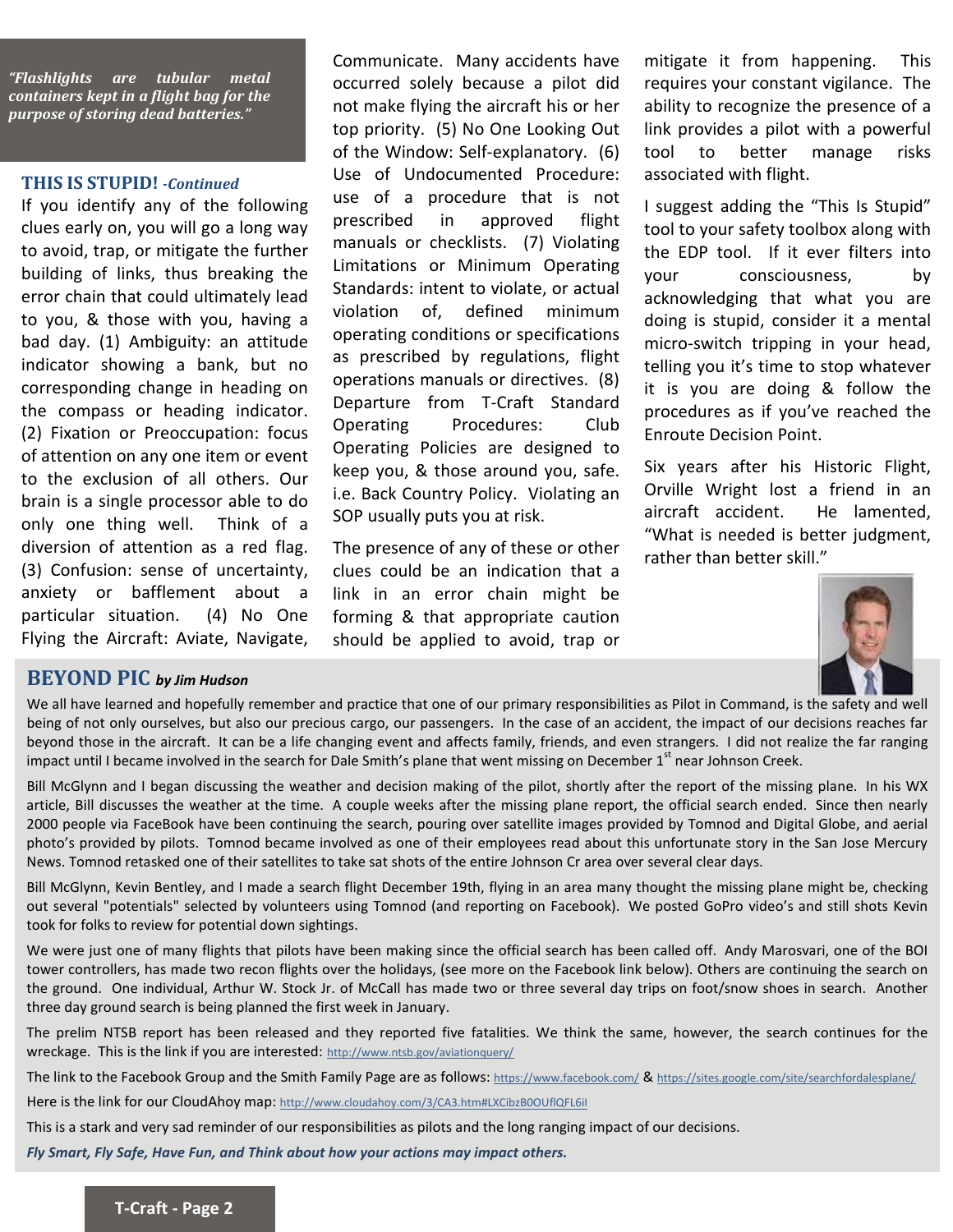*"Flashlights are tubular metal containers kept in a flight bag for the purpose of storing dead batteries."*

## THIS IS STUPID! *-Continued*

If you identify any of the following clues early on, you will go a long way to avoid, trap, or mitigate the further building of links, thus breaking the error chain that could ultimately lead to you, & those with you, having a bad day. (1) Ambiguity: an attitude indicator showing a bank, but no corresponding change in heading on the compass or heading indicator. (2) Fixation or Preoccupation: focus of attention on any one item or event to the exclusion of all others. Our brain is a single processor able to do only one thing well. Think of a diversion of attention as a red flag. (3) Confusion: sense of uncertainty, anxiety or bafflement about a particular situation. (4) No One Flying the Aircraft: Aviate, Navigate, Communicate. Many accidents have occurred solely because a pilot did not make flying the aircraft his or her top priority. (5) No One Looking Out of the Window: Self-explanatory. (6) Use of Undocumented Procedure: use of a procedure that is not prescribed in approved flight manuals or checklists. (7) Violating Limitations or Minimum Operating Standards: intent to violate, or actual violation of, defined minimum operating conditions or specifications as prescribed by regulations, flight operations manuals or directives. (8) Departure from T-Craft Standard Operating Procedures: Club Operating Policies are designed to keep you, & those around you, safe. i.e. Back Country Policy. Violating an SOP usually puts you at risk.

The presence of any of these or other clues could be an indication that a link in an error chain might be forming & that appropriate caution should be applied to avoid, trap or mitigate it from happening. This requires your constant vigilance. The ability to recognize the presence of a link provides a pilot with a powerful tool to better manage risks associated with flight.

I suggest adding the "This Is Stupid" tool to your safety toolbox along with the EDP tool. If it ever filters into your consciousness, by acknowledging that what you are doing is stupid, consider it a mental micro-switch tripping in your head, telling you it's time to stop whatever it is you are doing & follow the procedures as if you've reached the Enroute Decision Point.

Six years after his Historic Flight, Orville Wright lost a friend in an aircraft accident. He lamented, "What is needed is better judgment, rather than better skill."

## BEYOND PIC *by Jim Hudson*

We all have learned and hopefully remember and practice that one of our primary responsibilities as Pilot in Command, is the safety and well being of not only ourselves, but also our precious cargo, our passengers. In the case of an accident, the impact of our decisions reaches far beyond those in the aircraft. It can be a life changing event and affects family, friends, and even strangers. I did not realize the far ranging impact until I became involved in the search for Dale Smith's plane that went missing on December 1st near Johnson Creek.

Bill McGlynn and I began discussing the weather and decision making of the pilot, shortly after the report of the missing plane. In his WX article, Bill discusses the weather at the time. A couple weeks after the missing plane report, the official search ended. Since then nearly 2000 people via FaceBook have been continuing the search, pouring over satellite images provided by Tomnod and Digital Globe, and aerial photo's provided by pilots. Tomnod became involved as one of their employees read about this unfortunate story in the San Jose Mercury News. Tomnod retasked one of their satellites to take sat shots of the entire Johnson Cr area over several clear days.

Bill McGlynn, Kevin Bentley, and I made a search flight December 19th, flying in an area many thought the missing plane might be, checking out several "potentials" selected by volunteers using Tomnod (and reporting on Facebook). We posted GoPro video's and still shots Kevin took for folks to review for potential down sightings.

We were just one of many flights that pilots have been making since the official search has been called off. Andy Marosvari, one of the BOI tower controllers, has made two recon flights over the holidays, (see more on the Facebook link below). Others are continuing the search on the ground. One individual, Arthur W. Stock Jr. of McCall has made two or three several day trips on foot/snow shoes in search. Another three day ground search is being planned the first week in January.

The prelim NTSB report has been released and they reported five fatalities. We think the same, however, the search continues for the wreckage. This is the link if you are interested: http://www.ntsb.gov/aviationquery/

The link to the Facebook Group and the Smith Family Page are as follows: https://www.facebook.com/ & https://sites.google.com/site/searchfordalesplane/

Here is the link for our CloudAhoy map: http://www.cloudahoy.com/3/CA3.htm#LXCibzB0OUflQFL6iI

This is a stark and very sad reminder of our responsibilities as pilots and the long ranging impact of our decisions.

***Fly Smart, Fly Safe, Have Fun, and Think about how your actions may impact others.***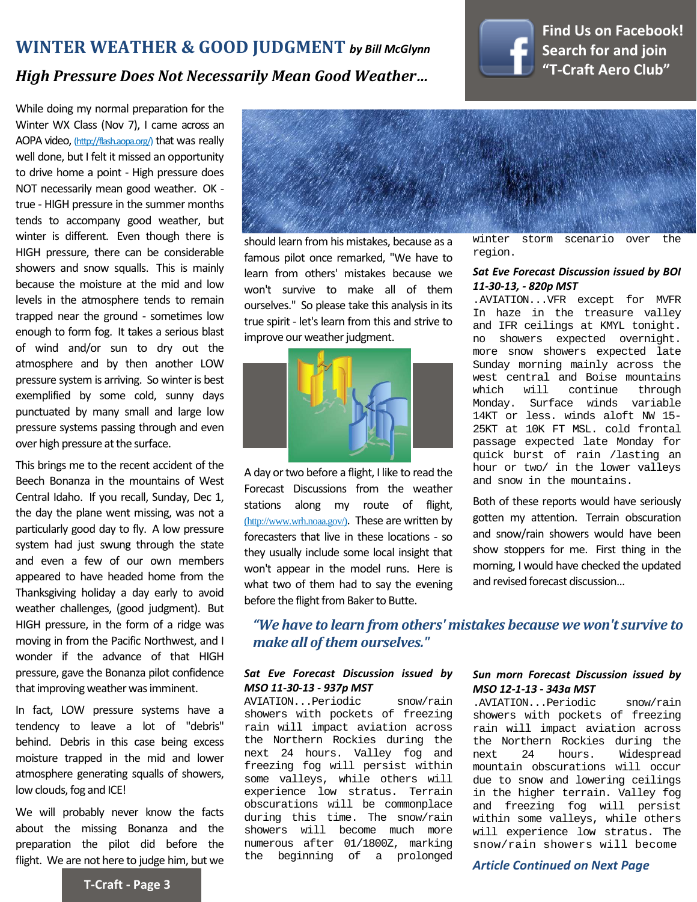# WINTER WEATHER & GOOD JUDGMENT *by Bill McGlynn*

## *High Pressure Does Not Necessarily Mean Good Weather…*

**Find Us on Facebook! Search for and join "T-Craft Aero Club"**

While doing my normal preparation for the Winter WX Class (Nov 7), I came across an AOPA video, (http://flash.aopa.org/) that was really well done, but I felt it missed an opportunity to drive home a point - High pressure does NOT necessarily mean good weather. OK - true - HIGH pressure in the summer months tends to accompany good weather, but winter is different. Even though there is HIGH pressure, there can be considerable showers and snow squalls. This is mainly because the moisture at the mid and low levels in the atmosphere tends to remain trapped near the ground - sometimes low enough to form fog. It takes a serious blast of wind and/or sun to dry out the atmosphere and by then another LOW pressure system is arriving. So winter is best exemplified by some cold, sunny days punctuated by many small and large low pressure systems passing through and even over high pressure at the surface.

This brings me to the recent accident of the Beech Bonanza in the mountains of West Central Idaho. If you recall, Sunday, Dec 1, the day the plane went missing, was not a particularly good day to fly. A low pressure system had just swung through the state and even a few of our own members appeared to have headed home from the Thanksgiving holiday a day early to avoid weather challenges, (good judgment). But HIGH pressure, in the form of a ridge was moving in from the Pacific Northwest, and I wonder if the advance of that HIGH pressure, gave the Bonanza pilot confidence that improving weather was imminent.

In fact, LOW pressure systems have a tendency to leave a lot of "debris" behind. Debris in this case being excess moisture trapped in the mid and lower atmosphere generating squalls of showers, low clouds, fog and ICE!

We will probably never know the facts about the missing Bonanza and the preparation the pilot did before the flight. We are not here to judge him, but we should learn from his mistakes, because as a famous pilot once remarked, "We have to learn from others' mistakes because we won't survive to make all of them ourselves." So please take this analysis in its true spirit - let's learn from this and strive to improve our weather judgment.

A day or two before a flight, I like to read the Forecast Discussions from the weather stations along my route of flight, (http://www.wrh.noaa.gov/). These are written by forecasters that live in these locations - so they usually include some local insight that won't appear in the model runs. Here is what two of them had to say the evening before the flight from Baker to Butte.

> ***"We have to learn from others' mistakes because we won't survive to make all of them ourselves."***

***Sat Eve Forecast Discussion issued by MSO 11-30-13 - 937p MST***

```
AVIATION...Periodic snow/rain showers with pockets of freezing rain will impact aviation across the Northern Rockies during the next 24 hours. Valley fog and freezing fog will persist within some valleys, while others will experience low stratus. Terrain obscurations will be commonplace during this time. The snow/rain showers will become much more numerous after 01/1800Z, marking the beginning of a prolonged winter storm scenario over the region.
```

***Sat Eve Forecast Discussion issued by BOI 11-30-13, - 820p MST***

```
.AVIATION...VFR except for MVFR In haze in the treasure valley and IFR ceilings at KMYL tonight. no showers expected overnight. more snow showers expected late Sunday morning mainly across the west central and Boise mountains which will continue through Monday. Surface winds variable 14KT or less. winds aloft NW 15-25KT at 10K FT MSL. cold frontal passage expected late Monday for quick burst of rain /lasting an hour or two/ in the lower valleys and snow in the mountains.
```

Both of these reports would have seriously gotten my attention. Terrain obscuration and snow/rain showers would have been show stoppers for me. First thing in the morning, I would have checked the updated and revised forecast discussion…

***Sun morn Forecast Discussion issued by MSO 12-1-13 - 343a MST***

```
.AVIATION...Periodic snow/rain showers with pockets of freezing rain will impact aviation across the Northern Rockies during the next 24 hours. Widespread mountain obscurations will occur due to snow and lowering ceilings in the higher terrain. Valley fog and freezing fog will persist within some valleys, while others will experience low stratus. The snow/rain showers will become
```

***Article Continued on Next Page***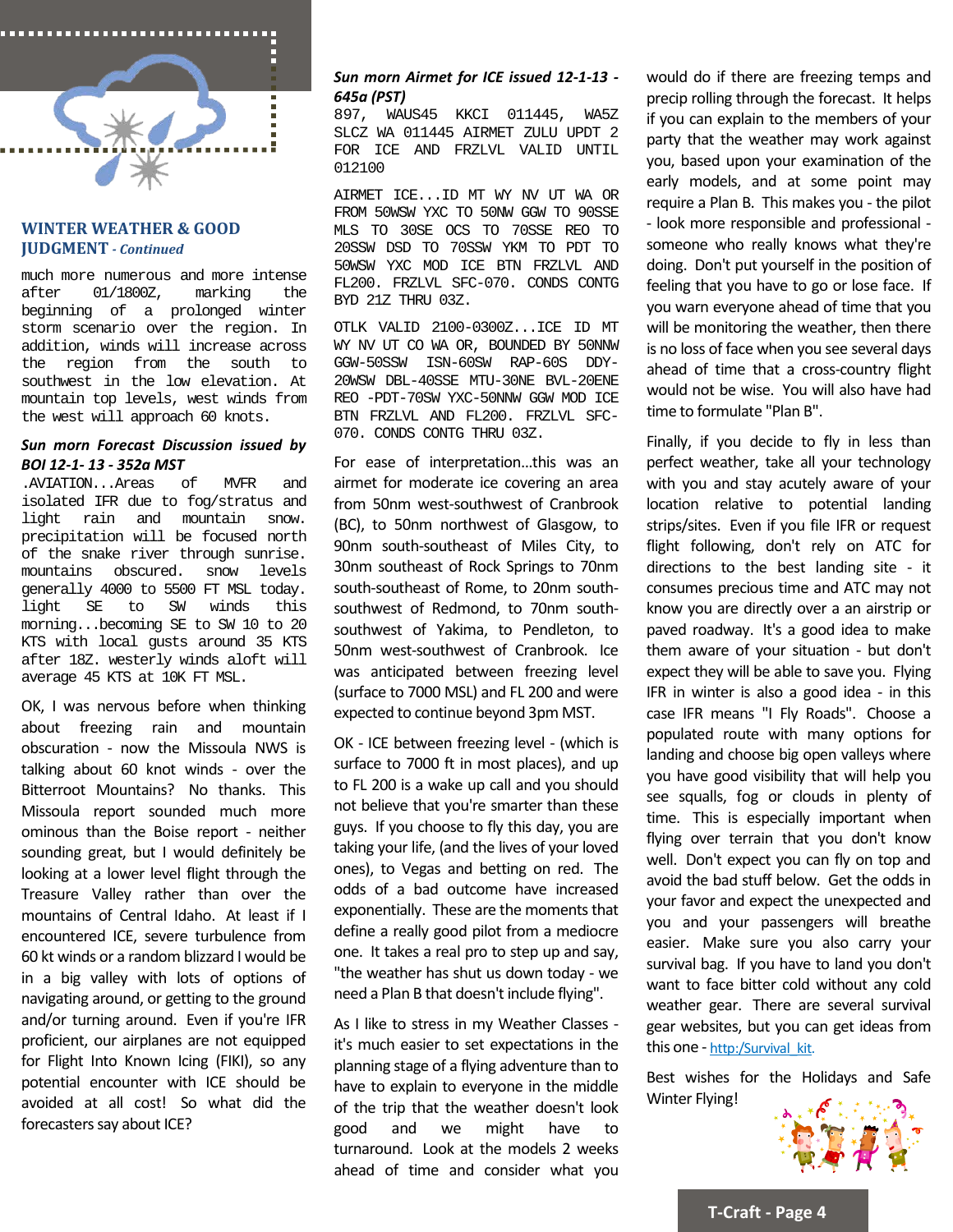## WINTER WEATHER & GOOD JUDGMENT - *Continued*

```
much more numerous and more intense
after 01/1800Z, marking the
beginning of a prolonged winter
storm scenario over the region. In
addition, winds will increase across
the region from the south to
southwest in the low elevation. At
mountain top levels, west winds from
the west will approach 60 knots.
```

***Sun morn Forecast Discussion issued by BOI 12-1- 13 - 352a MST***

```
.AVIATION...Areas of MVFR and
isolated IFR due to fog/stratus and
light rain and mountain snow.
precipitation will be focused north
of the snake river through sunrise.
mountains obscured. snow levels
generally 4000 to 5500 FT MSL today.
light SE to SW winds this
morning...becoming SE to SW 10 to 20
KTS with local gusts around 35 KTS
after 18Z. westerly winds aloft will
average 45 KTS at 10K FT MSL.
```

OK, I was nervous before when thinking about freezing rain and mountain obscuration - now the Missoula NWS is talking about 60 knot winds - over the Bitterroot Mountains? No thanks. This Missoula report sounded much more ominous than the Boise report - neither sounding great, but I would definitely be looking at a lower level flight through the Treasure Valley rather than over the mountains of Central Idaho. At least if I encountered ICE, severe turbulence from 60 kt winds or a random blizzard I would be in a big valley with lots of options of navigating around, or getting to the ground and/or turning around. Even if you're IFR proficient, our airplanes are not equipped for Flight Into Known Icing (FIKI), so any potential encounter with ICE should be avoided at all cost! So what did the forecasters say about ICE?

***Sun morn Airmet for ICE issued 12-1-13 - 645a (PST)***

```
897, WAUS45 KKCI 011445, WA5Z
SLCZ WA 011445 AIRMET ZULU UPDT 2
FOR ICE AND FRZLVL VALID UNTIL
012100

AIRMET ICE...ID MT WY NV UT WA OR
FROM 50WSW YXC TO 50NW GGW TO 90SSE
MLS TO 30SE OCS TO 70SSE REO TO
20SSW DSD TO 70SSW YKM TO PDT TO
50WSW YXC MOD ICE BTN FRZLVL AND
FL200. FRZLVL SFC-070. CONDS CONTG
BYD 21Z THRU 03Z.

OTLK VALID 2100-0300Z...ICE ID MT
WY NV UT CO WA OR, BOUNDED BY 50NNW
GGW-50SSW ISN-60SW RAP-60S DDY-
20WSW DBL-40SSE MTU-30NE BVL-20ENE
REO -PDT-70SW YXC-50NNW GGW MOD ICE
BTN FRZLVL AND FL200. FRZLVL SFC-
070. CONDS CONTG THRU 03Z.
```

For ease of interpretation...this was an airmet for moderate ice covering an area from 50nm west-southwest of Cranbrook (BC), to 50nm northwest of Glasgow, to 90nm south-southeast of Miles City, to 30nm southeast of Rock Springs to 70nm south-southeast of Rome, to 20nm south-southwest of Redmond, to 70nm south-southwest of Yakima, to Pendleton, to 50nm west-southwest of Cranbrook. Ice was anticipated between freezing level (surface to 7000 MSL) and FL 200 and were expected to continue beyond 3pm MST.

OK - ICE between freezing level - (which is surface to 7000 ft in most places), and up to FL 200 is a wake up call and you should not believe that you're smarter than these guys. If you choose to fly this day, you are taking your life, (and the lives of your loved ones), to Vegas and betting on red. The odds of a bad outcome have increased exponentially. These are the moments that define a really good pilot from a mediocre one. It takes a real pro to step up and say, "the weather has shut us down today - we need a Plan B that doesn't include flying".

As I like to stress in my Weather Classes - it's much easier to set expectations in the planning stage of a flying adventure than to have to explain to everyone in the middle of the trip that the weather doesn't look good and we might have to turnaround. Look at the models 2 weeks ahead of time and consider what you would do if there are freezing temps and precip rolling through the forecast. It helps if you can explain to the members of your party that the weather may work against you, based upon your examination of the early models, and at some point may require a Plan B. This makes you - the pilot - look more responsible and professional - someone who really knows what they're doing. Don't put yourself in the position of feeling that you have to go or lose face. If you warn everyone ahead of time that you will be monitoring the weather, then there is no loss of face when you see several days ahead of time that a cross-country flight would not be wise. You will also have had time to formulate "Plan B".

Finally, if you decide to fly in less than perfect weather, take all your technology with you and stay acutely aware of your location relative to potential landing strips/sites. Even if you file IFR or request flight following, don't rely on ATC for directions to the best landing site - it consumes precious time and ATC may not know you are directly over a an airstrip or paved roadway. It's a good idea to make them aware of your situation - but don't expect they will be able to save you. Flying IFR in winter is also a good idea - in this case IFR means "I Fly Roads". Choose a populated route with many options for landing and choose big open valleys where you have good visibility that will help you see squalls, fog or clouds in plenty of time. This is especially important when flying over terrain that you don't know well. Don't expect you can fly on top and avoid the bad stuff below. Get the odds in your favor and expect the unexpected and you and your passengers will breathe easier. Make sure you also carry your survival bag. If you have to land you don't want to face bitter cold without any cold weather gear. There are several survival gear websites, but you can get ideas from this one - http:/Survival_kit.

Best wishes for the Holidays and Safe Winter Flying!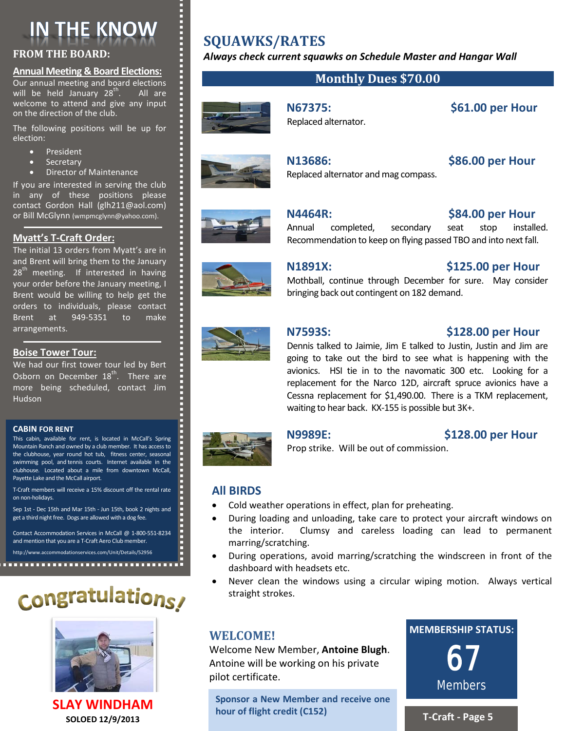# IN THE KNOW

## FROM THE BOARD:

### Annual Meeting & Board Elections:

Our annual meeting and board elections will be held January 28th. All are welcome to attend and give any input on the direction of the club.

The following positions will be up for election:

- President
- Secretary
- Director of Maintenance

If you are interested in serving the club in any of these positions please contact Gordon Hall (glh211@aol.com) or Bill McGlynn (wmpmcglynn@yahoo.com).

### Myatt's T-Craft Order:

The initial 13 orders from Myatt's are in and Brent will bring them to the January 28th meeting. If interested in having your order before the January meeting, I Brent would be willing to help get the orders to individuals, please contact Brent at 949-5351 to make arrangements.

### Boise Tower Tour:

We had our first tower tour led by Bert Osborn on December 18th. There are more being scheduled, contact Jim Hudson

### CABIN FOR RENT

This cabin, available for rent, is located in McCall's Spring Mountain Ranch and owned by a club member. It has access to the clubhouse, year round hot tub, fitness center, seasonal swimming pool, and tennis courts. Internet available in the clubhouse. Located about a mile from downtown McCall, Payette Lake and the McCall airport.

T-Craft members will receive a 15% discount off the rental rate on non-holidays.

Sep 1st - Dec 15th and Mar 15th - Jun 15th, book 2 nights and get a third night free. Dogs are allowed with a dog fee.

Contact Accommodation Services in McCall @ 1-800-551-8234 and mention that you are a T-Craft Aero Club member.

http://www.accommodationservices.com/Unit/Details/52956

## Congratulations!

**SLAY WINDHAM**

**SOLOED 12/9/2013**

# SQUAWKS/RATES

***Always check current squawks on Schedule Master and Hangar Wall***

## Monthly Dues $70.00

**N67375:** **$61.00 per Hour**

Replaced alternator.

**N13686:** **$86.00 per Hour**

Replaced alternator and mag compass.

**N4464R:** **$84.00 per Hour**

Annual completed, secondary seat stop installed. Recommendation to keep on flying passed TBO and into next fall.

**N1891X:** **$125.00 per Hour**

Mothball, continue through December for sure. May consider bringing back out contingent on 182 demand.

**N7593S:** **$128.00 per Hour**

Dennis talked to Jaimie, Jim E talked to Justin, Justin and Jim are going to take out the bird to see what is happening with the avionics. HSI tie in to the navomatic 300 etc. Looking for a replacement for the Narco 12D, aircraft spruce avionics have a Cessna replacement for $1,490.00. There is a TKM replacement, waiting to hear back. KX-155 is possible but 3K+.

**N9989E:** **$128.00 per Hour**

Prop strike. Will be out of commission.

### All BIRDS

- Cold weather operations in effect, plan for preheating.
- During loading and unloading, take care to protect your aircraft windows on the interior. Clumsy and careless loading can lead to permanent marring/scratching.
- During operations, avoid marring/scratching the windscreen in front of the dashboard with headsets etc.
- Never clean the windows using a circular wiping motion. Always vertical straight strokes.

## WELCOME!

Welcome New Member, **Antoine Blugh**. Antoine will be working on his private pilot certificate.

**Sponsor a New Member and receive one hour of flight credit (C152)**

**MEMBERSHIP STATUS:**

**67**

Members